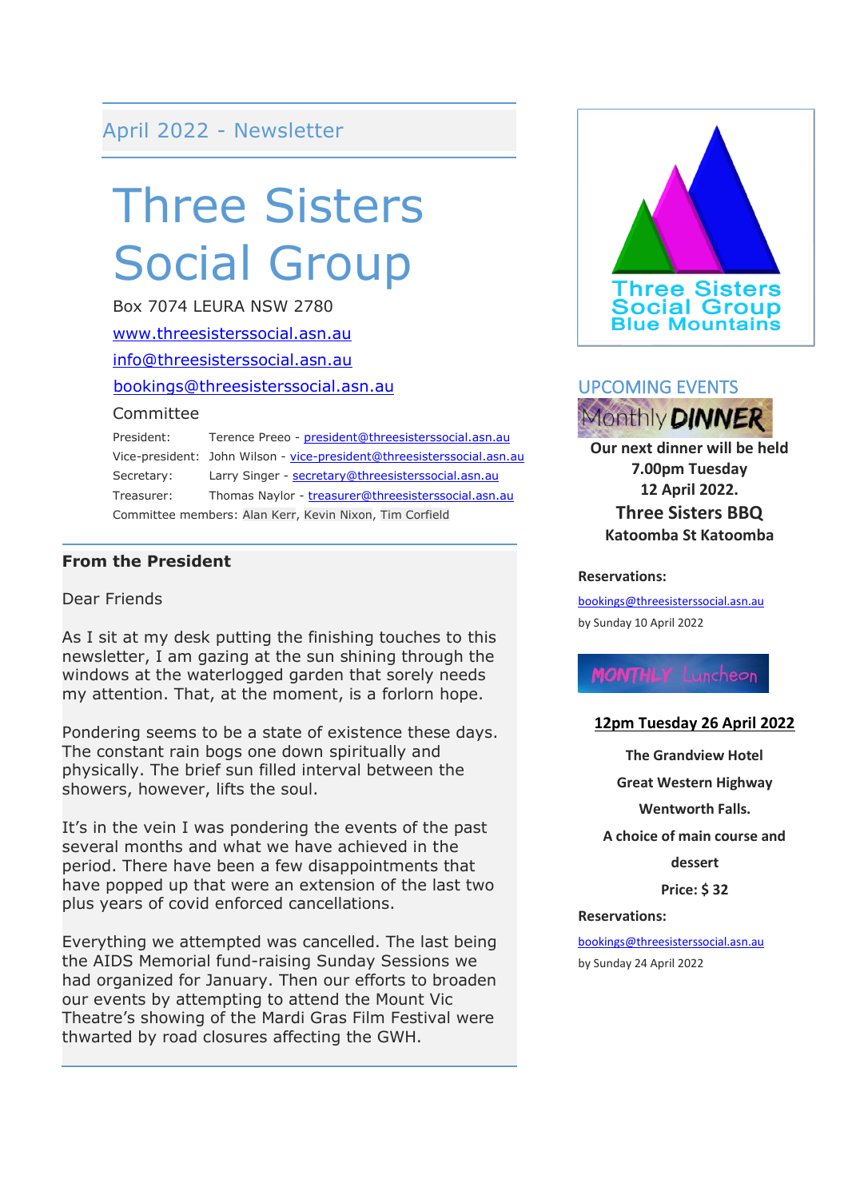April 2022 - Newsletter

# Three Sisters Social Group

Box 7074 LEURA NSW 2780

www.threesisterssocial.asn.au

info@threesisterssocial.asn.au

bookings@threesisterssocial.asn.au

## Committee

| | |
|---|---|
| President: | Terence Preeo - president@threesisterssocial.asn.au |
| Vice-president: | John Wilson - vice-president@threesisterssocial.asn.au |
| Secretary: | Larry Singer - secretary@threesisterssocial.asn.au |
| Treasurer: | Thomas Naylor - treasurer@threesisterssocial.asn.au |

Committee members: Alan Kerr, Kevin Nixon, Tim Corfield

### From the President

Dear Friends

As I sit at my desk putting the finishing touches to this newsletter, I am gazing at the sun shining through the windows at the waterlogged garden that sorely needs my attention. That, at the moment, is a forlorn hope.

Pondering seems to be a state of existence these days. The constant rain bogs one down spiritually and physically. The brief sun filled interval between the showers, however, lifts the soul.

It's in the vein I was pondering the events of the past several months and what we have achieved in the period. There have been a few disappointments that have popped up that were an extension of the last two plus years of covid enforced cancellations.

Everything we attempted was cancelled. The last being the AIDS Memorial fund-raising Sunday Sessions we had organized for January. Then our efforts to broaden our events by attempting to attend the Mount Vic Theatre's showing of the Mardi Gras Film Festival were thwarted by road closures affecting the GWH.

Three Sisters Social Group Blue Mountains

## UPCOMING EVENTS

### Monthly DINNER

**Our next dinner will be held**
**7.00pm Tuesday**
**12 April 2022.**
**Three Sisters BBQ**
**Katoomba St Katoomba**

**Reservations:**

bookings@threesisterssocial.asn.au

by Sunday 10 April 2022

### MONTHLY Luncheon

**12pm Tuesday 26 April 2022**

**The Grandview Hotel**

**Great Western Highway**

**Wentworth Falls.**

**A choice of main course and dessert**

**Price: $ 32**

**Reservations:**

bookings@threesisterssocial.asn.au

by Sunday 24 April 2022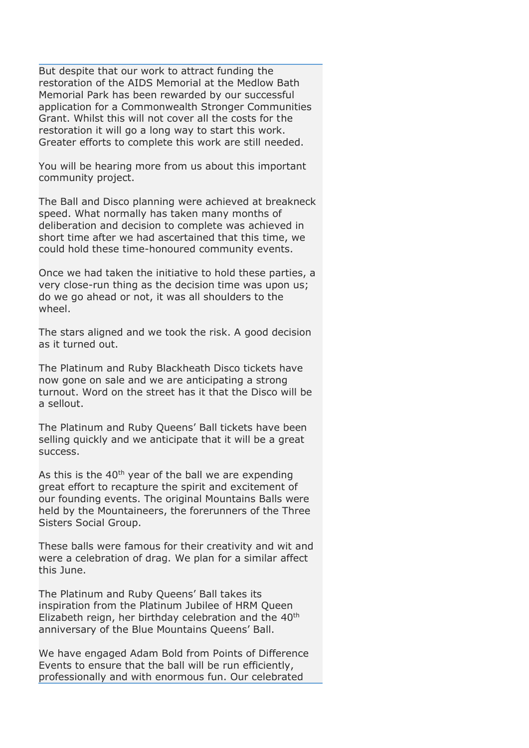But despite that our work to attract funding the restoration of the AIDS Memorial at the Medlow Bath Memorial Park has been rewarded by our successful application for a Commonwealth Stronger Communities Grant. Whilst this will not cover all the costs for the restoration it will go a long way to start this work. Greater efforts to complete this work are still needed.

You will be hearing more from us about this important community project.

The Ball and Disco planning were achieved at breakneck speed. What normally has taken many months of deliberation and decision to complete was achieved in short time after we had ascertained that this time, we could hold these time-honoured community events.

Once we had taken the initiative to hold these parties, a very close-run thing as the decision time was upon us; do we go ahead or not, it was all shoulders to the wheel.

The stars aligned and we took the risk. A good decision as it turned out.

The Platinum and Ruby Blackheath Disco tickets have now gone on sale and we are anticipating a strong turnout. Word on the street has it that the Disco will be a sellout.

The Platinum and Ruby Queens' Ball tickets have been selling quickly and we anticipate that it will be a great success.

As this is the 40th year of the ball we are expending great effort to recapture the spirit and excitement of our founding events. The original Mountains Balls were held by the Mountaineers, the forerunners of the Three Sisters Social Group.

These balls were famous for their creativity and wit and were a celebration of drag. We plan for a similar affect this June.

The Platinum and Ruby Queens' Ball takes its inspiration from the Platinum Jubilee of HRM Queen Elizabeth reign, her birthday celebration and the 40th anniversary of the Blue Mountains Queens' Ball.

We have engaged Adam Bold from Points of Difference Events to ensure that the ball will be run efficiently, professionally and with enormous fun. Our celebrated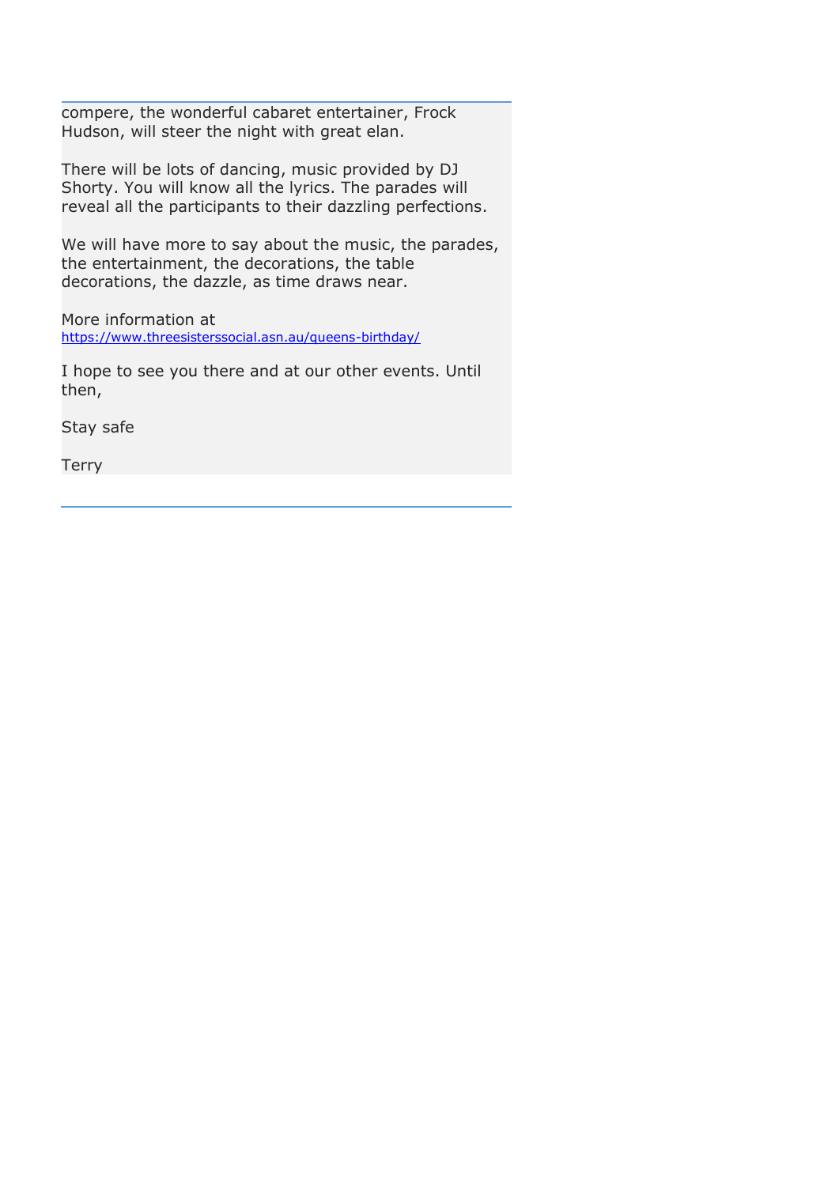compere, the wonderful cabaret entertainer, Frock Hudson, will steer the night with great elan.

There will be lots of dancing, music provided by DJ Shorty. You will know all the lyrics. The parades will reveal all the participants to their dazzling perfections.

We will have more to say about the music, the parades, the entertainment, the decorations, the table decorations, the dazzle, as time draws near.

More information at
https://www.threesisterssocial.asn.au/queens-birthday/

I hope to see you there and at our other events. Until then,

Stay safe

Terry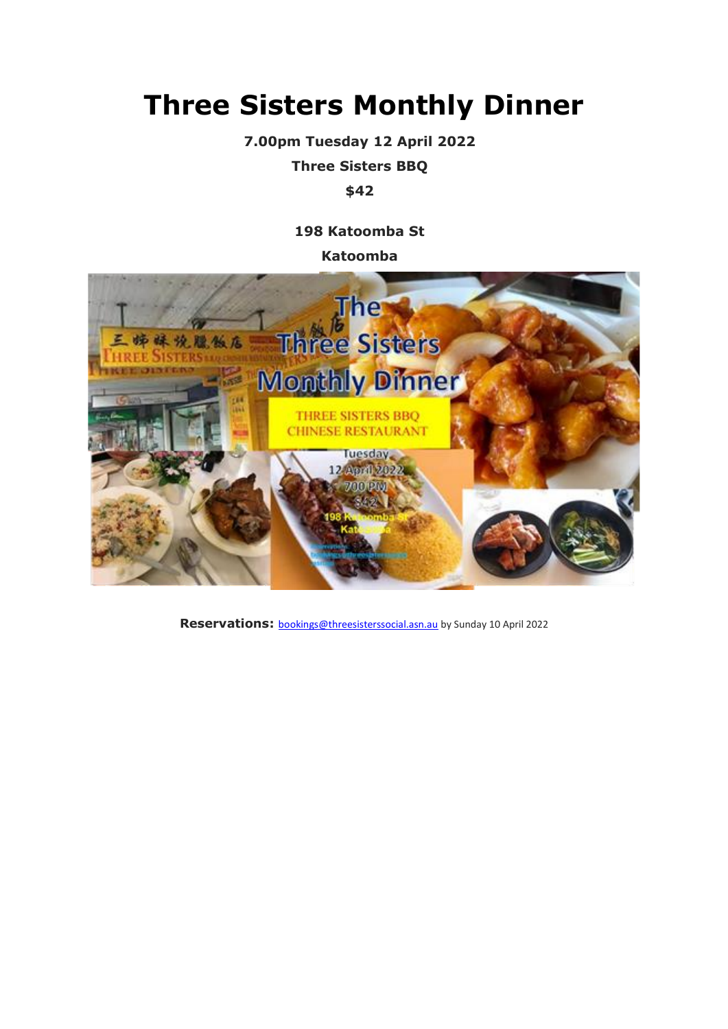# Three Sisters Monthly Dinner

**7.00pm Tuesday 12 April 2022**

**Three Sisters BBQ**

**$42**

**198 Katoomba St**

**Katoomba**

**Reservations:** bookings@threesisterssocial.asn.au by Sunday 10 April 2022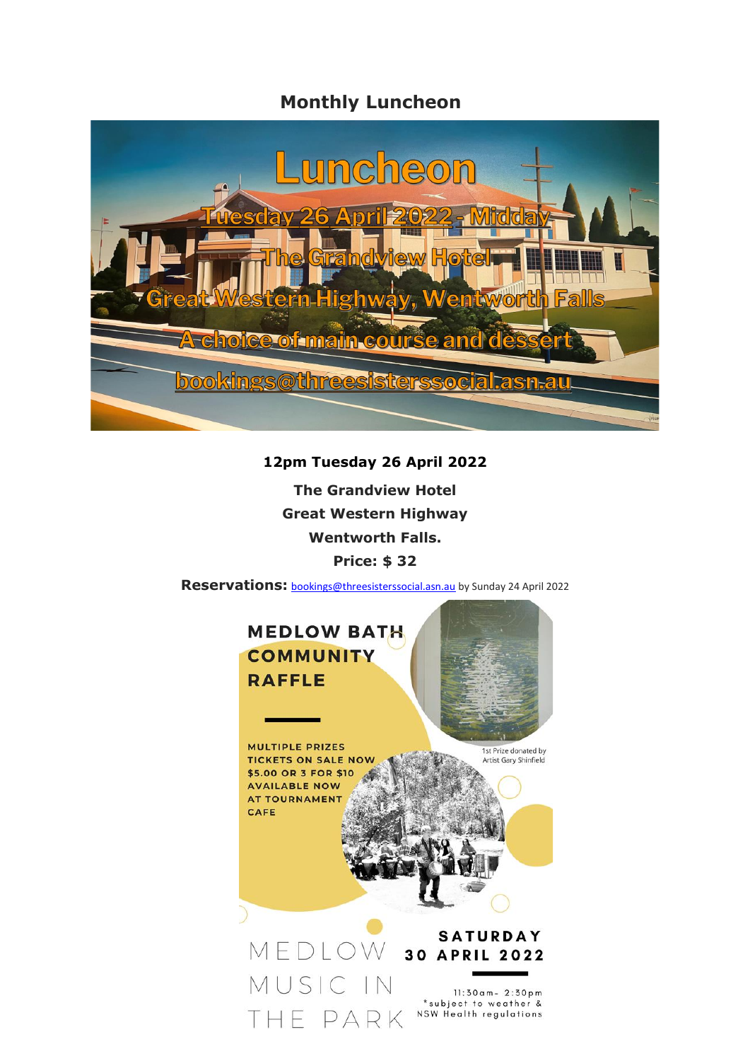## Monthly Luncheon

# Luncheon

Tuesday 26 April 2022 - Midday

The Grandview Hotel

Great Western Highway, Wentworth Falls

A choice of main course and dessert

bookings@threesisterssocial.asn.au

**12pm Tuesday 26 April 2022**

**The Grandview Hotel**

**Great Western Highway**

**Wentworth Falls.**

**Price: $ 32**

**Reservations:** bookings@threesisterssocial.asn.au by Sunday 24 April 2022

**MEDLOW BATH COMMUNITY RAFFLE**

MULTIPLE PRIZES
TICKETS ON SALE NOW
$5.00 OR 3 FOR $10
AVAILABLE NOW
AT TOURNAMENT
CAFE

1st Prize donated by Artist Gary Shinfield

MEDLOW MUSIC IN THE PARK

**SATURDAY 30 APRIL 2022**

11:30am - 2:30pm
*subject to weather & NSW Health regulations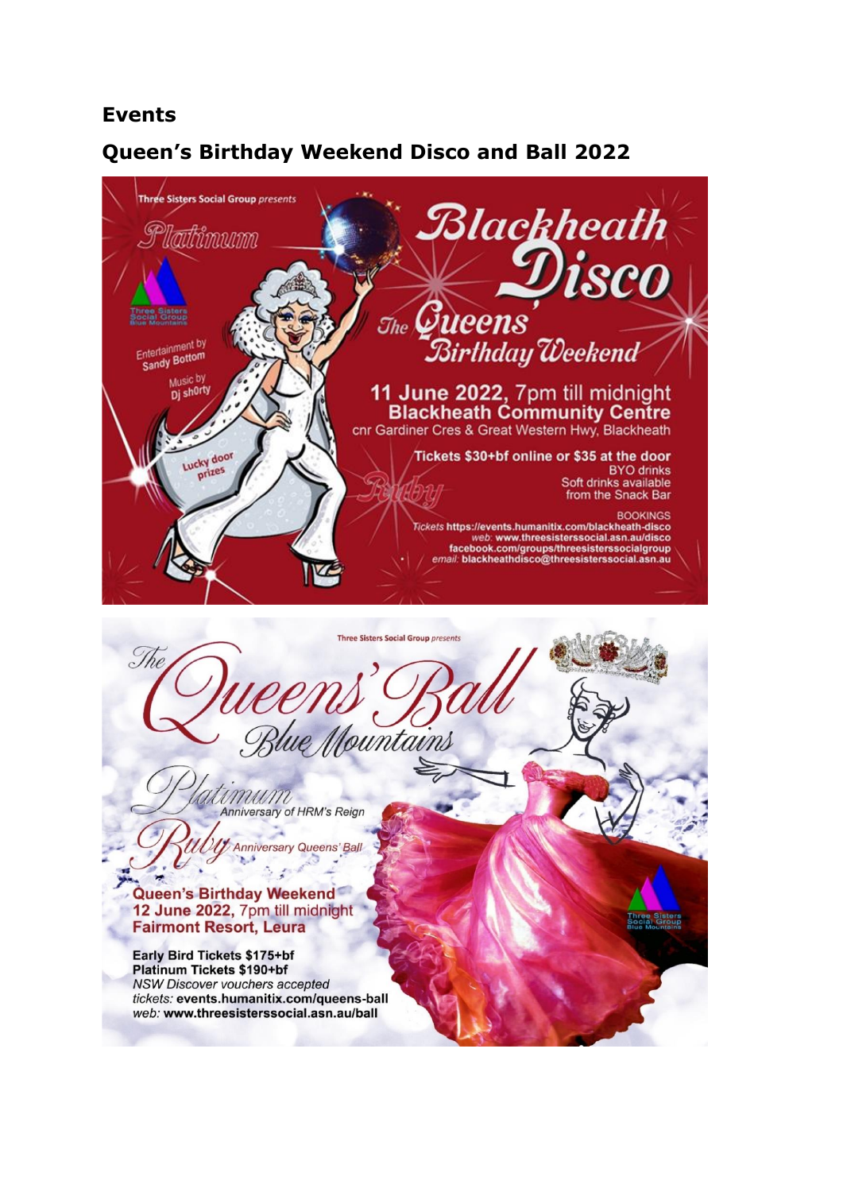## Events

### Queen's Birthday Weekend Disco and Ball 2022

Three Sisters Social Group *presents*

Platinum

# Blackheath Disco

The Queens' Birthday Weekend

Entertainment by Sandy Bottom

Music by Dj sh0rty

Lucky door prizes

Ruby

**11 June 2022, 7pm till midnight**
**Blackheath Community Centre**
cnr Gardiner Cres & Great Western Hwy, Blackheath

**Tickets $30+bf online or $35 at the door**
BYO drinks
Soft drinks available from the Snack Bar

BOOKINGS
*Tickets* **https://events.humanitix.com/blackheath-disco**
*web:* **www.threesisterssocial.asn.au/disco**
**facebook.com/groups/threesisterssocialgroup**
*email:* **blackheathdisco@threesisterssocial.asn.au**

---

Three Sisters Social Group *presents*

# The Queens' Ball Blue Mountains

Platinum *Anniversary of HRM's Reign*

Ruby *Anniversary Queens' Ball*

**Queen's Birthday Weekend**
**12 June 2022, 7pm till midnight**
**Fairmont Resort, Leura**

**Early Bird Tickets $175+bf**
**Platinum Tickets $190+bf**
*NSW Discover vouchers accepted*
*tickets:* **events.humanitix.com/queens-ball**
*web:* **www.threesisterssocial.asn.au/ball**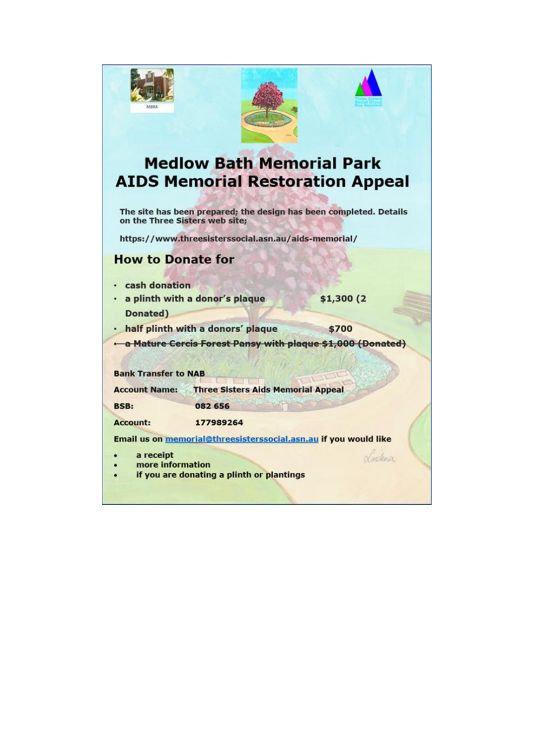# Medlow Bath Memorial Park AIDS Memorial Restoration Appeal

The site has been prepared; the design has been completed. Details on the Three Sisters web site;

https://www.threesisterssocial.asn.au/aids-memorial/

## How to Donate for

- cash donation
- a plinth with a donor's plaque $1,300 (2 Donated)
- half plinth with a donors' plaque $700
- ~~a Mature Cercis Forest Pansy with plaque $1,000 (Donated)~~

**Bank Transfer to NAB**

**Account Name:** Three Sisters Aids Memorial Appeal

**BSB:** 082 656

**Account:** 177989264

Email us on memorial@threesisterssocial.asn.au if you would like

- a receipt
- more information
- if you are donating a plinth or plantings